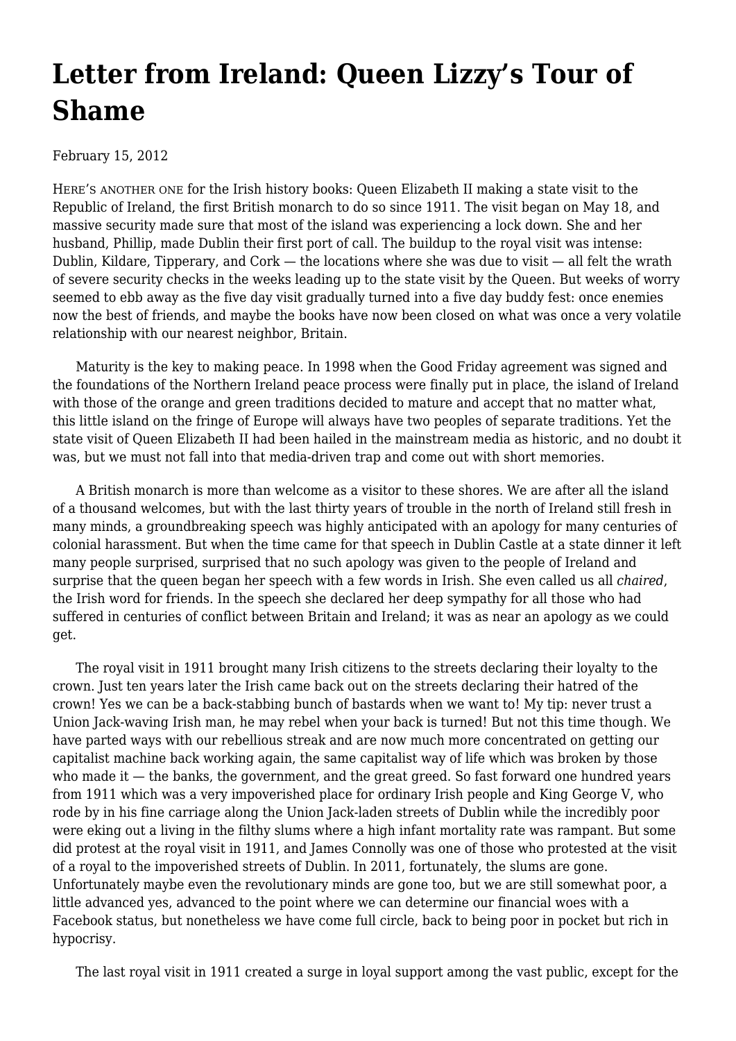# Letter from Ireland: Queen Lizzy's Tour of Shame

February 15, 2012

HERE'S ANOTHER ONE for the Irish history books: Queen Elizabeth II making a state visit to the Republic of Ireland, the first British monarch to do so since 1911. The visit began on May 18, and massive security made sure that most of the island was experiencing a lock down. She and her husband, Phillip, made Dublin their first port of call. The buildup to the royal visit was intense: Dublin, Kildare, Tipperary, and Cork — the locations where she was due to visit — all felt the wrath of severe security checks in the weeks leading up to the state visit by the Queen. But weeks of worry seemed to ebb away as the five day visit gradually turned into a five day buddy fest: once enemies now the best of friends, and maybe the books have now been closed on what was once a very volatile relationship with our nearest neighbor, Britain.

Maturity is the key to making peace. In 1998 when the Good Friday agreement was signed and the foundations of the Northern Ireland peace process were finally put in place, the island of Ireland with those of the orange and green traditions decided to mature and accept that no matter what, this little island on the fringe of Europe will always have two peoples of separate traditions. Yet the state visit of Queen Elizabeth II had been hailed in the mainstream media as historic, and no doubt it was, but we must not fall into that media-driven trap and come out with short memories.

A British monarch is more than welcome as a visitor to these shores. We are after all the island of a thousand welcomes, but with the last thirty years of trouble in the north of Ireland still fresh in many minds, a groundbreaking speech was highly anticipated with an apology for many centuries of colonial harassment. But when the time came for that speech in Dublin Castle at a state dinner it left many people surprised, surprised that no such apology was given to the people of Ireland and surprise that the queen began her speech with a few words in Irish. She even called us all *chaired*, the Irish word for friends. In the speech she declared her deep sympathy for all those who had suffered in centuries of conflict between Britain and Ireland; it was as near an apology as we could get.

The royal visit in 1911 brought many Irish citizens to the streets declaring their loyalty to the crown. Just ten years later the Irish came back out on the streets declaring their hatred of the crown! Yes we can be a back-stabbing bunch of bastards when we want to! My tip: never trust a Union Jack-waving Irish man, he may rebel when your back is turned! But not this time though. We have parted ways with our rebellious streak and are now much more concentrated on getting our capitalist machine back working again, the same capitalist way of life which was broken by those who made it — the banks, the government, and the great greed. So fast forward one hundred years from 1911 which was a very impoverished place for ordinary Irish people and King George V, who rode by in his fine carriage along the Union Jack-laden streets of Dublin while the incredibly poor were eking out a living in the filthy slums where a high infant mortality rate was rampant. But some did protest at the royal visit in 1911, and James Connolly was one of those who protested at the visit of a royal to the impoverished streets of Dublin. In 2011, fortunately, the slums are gone. Unfortunately maybe even the revolutionary minds are gone too, but we are still somewhat poor, a little advanced yes, advanced to the point where we can determine our financial woes with a Facebook status, but nonetheless we have come full circle, back to being poor in pocket but rich in hypocrisy.

The last royal visit in 1911 created a surge in loyal support among the vast public, except for the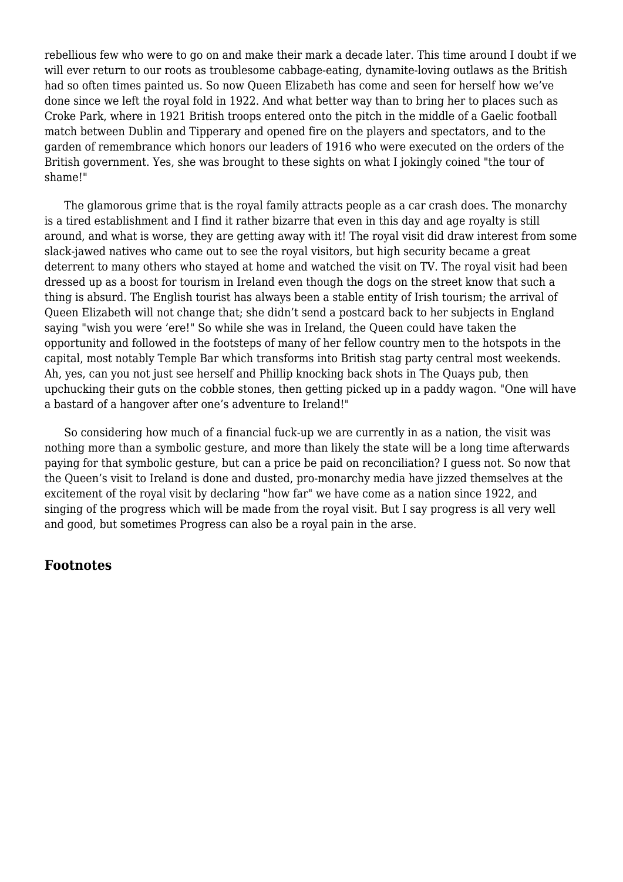rebellious few who were to go on and make their mark a decade later. This time around I doubt if we will ever return to our roots as troublesome cabbage-eating, dynamite-loving outlaws as the British had so often times painted us. So now Queen Elizabeth has come and seen for herself how we’ve done since we left the royal fold in 1922. And what better way than to bring her to places such as Croke Park, where in 1921 British troops entered onto the pitch in the middle of a Gaelic football match between Dublin and Tipperary and opened fire on the players and spectators, and to the garden of remembrance which honors our leaders of 1916 who were executed on the orders of the British government. Yes, she was brought to these sights on what I jokingly coined "the tour of shame!"

The glamorous grime that is the royal family attracts people as a car crash does. The monarchy is a tired establishment and I find it rather bizarre that even in this day and age royalty is still around, and what is worse, they are getting away with it! The royal visit did draw interest from some slack-jawed natives who came out to see the royal visitors, but high security became a great deterrent to many others who stayed at home and watched the visit on TV. The royal visit had been dressed up as a boost for tourism in Ireland even though the dogs on the street know that such a thing is absurd. The English tourist has always been a stable entity of Irish tourism; the arrival of Queen Elizabeth will not change that; she didn’t send a postcard back to her subjects in England saying "wish you were ’ere!" So while she was in Ireland, the Queen could have taken the opportunity and followed in the footsteps of many of her fellow country men to the hotspots in the capital, most notably Temple Bar which transforms into British stag party central most weekends. Ah, yes, can you not just see herself and Phillip knocking back shots in The Quays pub, then upchucking their guts on the cobble stones, then getting picked up in a paddy wagon. "One will have a bastard of a hangover after one’s adventure to Ireland!"

So considering how much of a financial fuck-up we are currently in as a nation, the visit was nothing more than a symbolic gesture, and more than likely the state will be a long time afterwards paying for that symbolic gesture, but can a price be paid on reconciliation? I guess not. So now that the Queen’s visit to Ireland is done and dusted, pro-monarchy media have jizzed themselves at the excitement of the royal visit by declaring "how far" we have come as a nation since 1922, and singing of the progress which will be made from the royal visit. But I say progress is all very well and good, but sometimes Progress can also be a royal pain in the arse.

### Footnotes